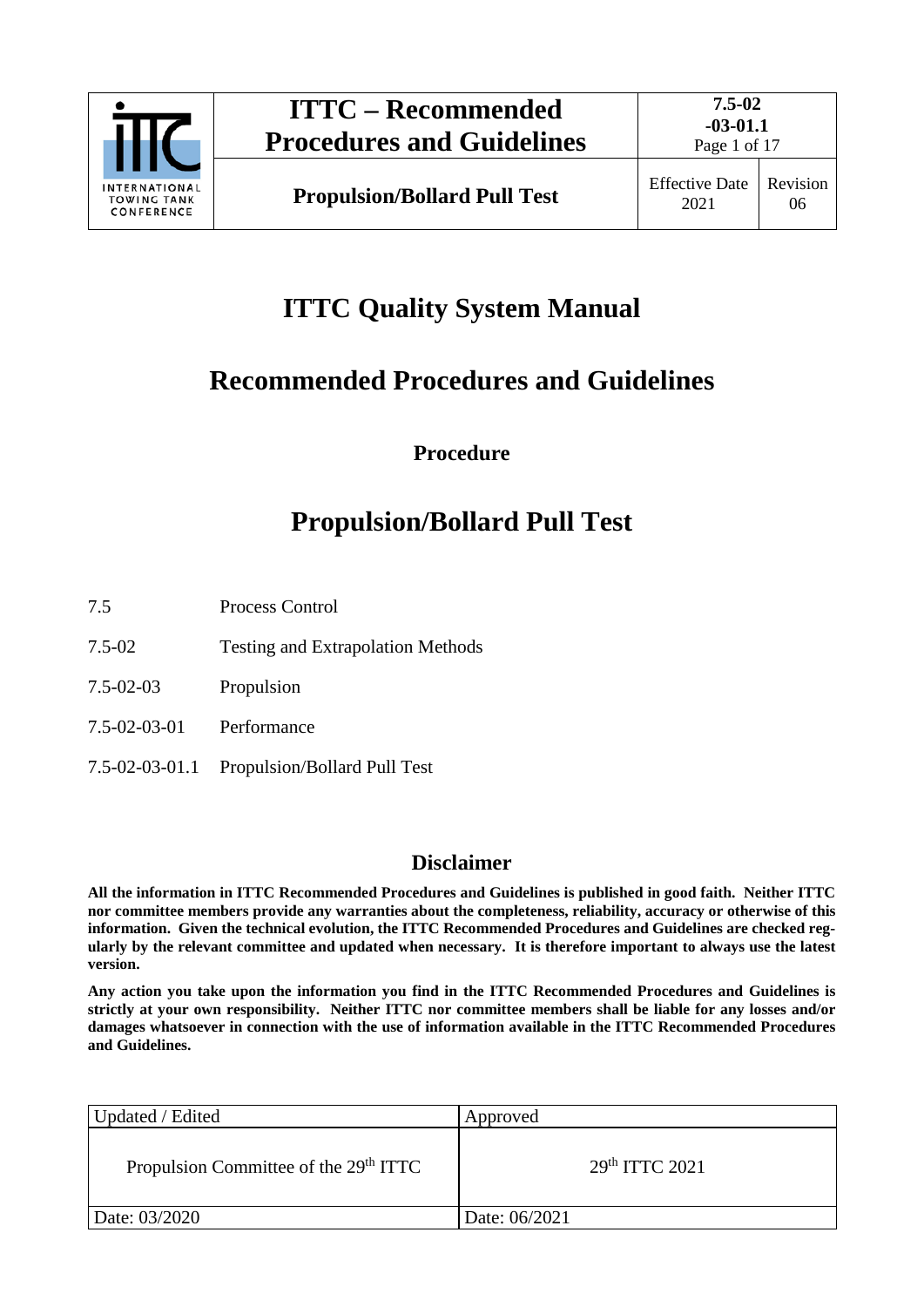# ITTC Quality System Manual

## Recommended Procedures and Guidelines

### Procedure

## Propulsion/Bollard Pull Test

| | |
|---|---|
| 7.5 | Process Control |
| 7.5-02 | Testing and Extrapolation Methods |
| 7.5-02-03 | Propulsion |
| 7.5-02-03-01 | Performance |
| 7.5-02-03-01.1 | Propulsion/Bollard Pull Test |

### Disclaimer

**All the information in ITTC Recommended Procedures and Guidelines is published in good faith. Neither ITTC nor committee members provide any warranties about the completeness, reliability, accuracy or otherwise of this information. Given the technical evolution, the ITTC Recommended Procedures and Guidelines are checked regularly by the relevant committee and updated when necessary. It is therefore important to always use the latest version.**

**Any action you take upon the information you find in the ITTC Recommended Procedures and Guidelines is strictly at your own responsibility. Neither ITTC nor committee members shall be liable for any losses and/or damages whatsoever in connection with the use of information available in the ITTC Recommended Procedures and Guidelines.**

| Updated / Edited | Approved |
|---|---|
| Propulsion Committee of the 29th ITTC | 29th ITTC 2021 |
| Date: 03/2020 | Date: 06/2021 |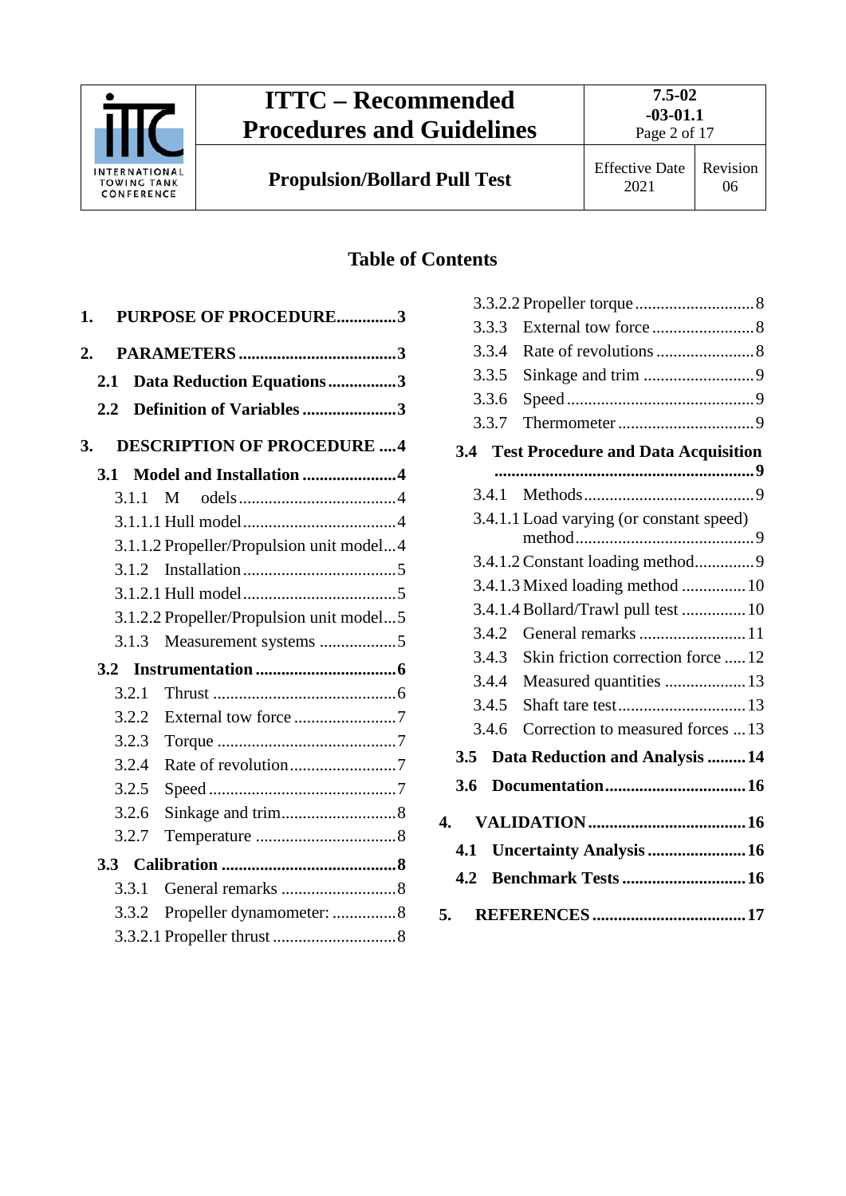## Table of Contents

1. PURPOSE OF PROCEDURE..............3
2. PARAMETERS.....................................3
   - 2.1 Data Reduction Equations................3
   - 2.2 Definition of Variables......................3
3. DESCRIPTION OF PROCEDURE ....4
   - 3.1 Model and Installation......................4
     - 3.1.1 M odels.....................................4
     - 3.1.1.1 Hull model....................................4
     - 3.1.1.2 Propeller/Propulsion unit model...4
     - 3.1.2 Installation....................................5
     - 3.1.2.1 Hull model....................................5
     - 3.1.2.2 Propeller/Propulsion unit model...5
     - 3.1.3 Measurement systems ..................5
   - 3.2 Instrumentation.................................6
     - 3.2.1 Thrust ...........................................6
     - 3.2.2 External tow force ........................7
     - 3.2.3 Torque ..........................................7
     - 3.2.4 Rate of revolution.........................7
     - 3.2.5 Speed ............................................7
     - 3.2.6 Sinkage and trim...........................8
     - 3.2.7 Temperature .................................8
   - 3.3 Calibration .........................................8
     - 3.3.1 General remarks ...........................8
     - 3.3.2 Propeller dynamometer: ...............8
     - 3.3.2.1 Propeller thrust .............................8
     - 3.3.2.2 Propeller torque ............................8
     - 3.3.3 External tow force ........................8
     - 3.3.4 Rate of revolutions .......................8
     - 3.3.5 Sinkage and trim ..........................9
     - 3.3.6 Speed ............................................9
     - 3.3.7 Thermometer ................................9
   - 3.4 Test Procedure and Data Acquisition ............................................................9
     - 3.4.1 Methods........................................9
     - 3.4.1.1 Load varying (or constant speed) method..........................................9
     - 3.4.1.2 Constant loading method.............9
     - 3.4.1.3 Mixed loading method ...............10
     - 3.4.1.4 Bollard/Trawl pull test ...............10
     - 3.4.2 General remarks .........................11
     - 3.4.3 Skin friction correction force .....12
     - 3.4.4 Measured quantities ...................13
     - 3.4.5 Shaft tare test..............................13
     - 3.4.6 Correction to measured forces ...13
   - 3.5 Data Reduction and Analysis .........14
   - 3.6 Documentation.................................16
4. VALIDATION.....................................16
   - 4.1 Uncertainty Analysis .......................16
   - 4.2 Benchmark Tests .............................16
5. REFERENCES ....................................17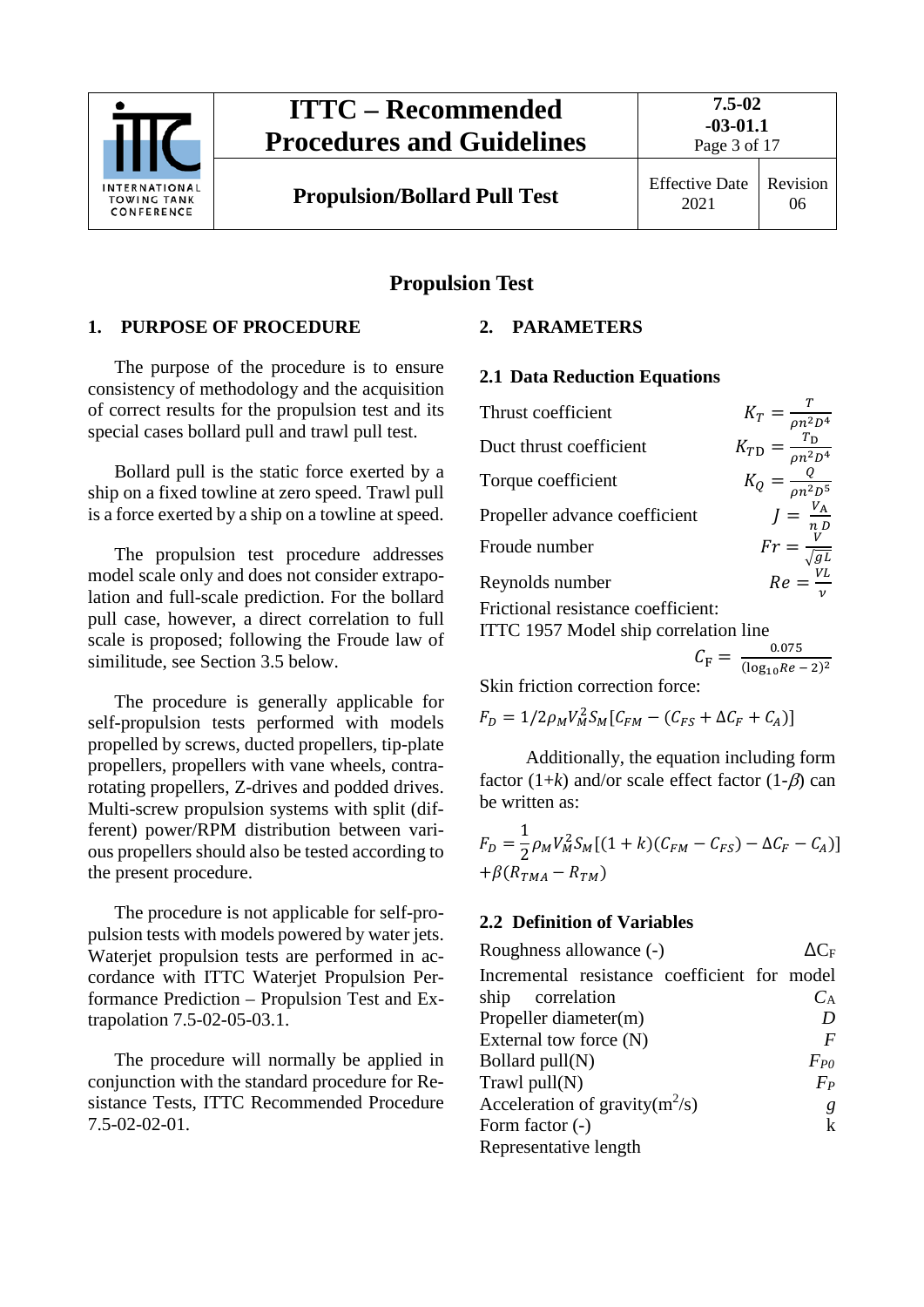# Propulsion Test

## 1. PURPOSE OF PROCEDURE

The purpose of the procedure is to ensure consistency of methodology and the acquisition of correct results for the propulsion test and its special cases bollard pull and trawl pull test.

Bollard pull is the static force exerted by a ship on a fixed towline at zero speed. Trawl pull is a force exerted by a ship on a towline at speed.

The propulsion test procedure addresses model scale only and does not consider extrapolation and full-scale prediction. For the bollard pull case, however, a direct correlation to full scale is proposed; following the Froude law of similitude, see Section 3.5 below.

The procedure is generally applicable for self-propulsion tests performed with models propelled by screws, ducted propellers, tip-plate propellers, propellers with vane wheels, contra-rotating propellers, Z-drives and podded drives. Multi-screw propulsion systems with split (different) power/RPM distribution between various propellers should also be tested according to the present procedure.

The procedure is not applicable for self-propulsion tests with models powered by water jets. Waterjet propulsion tests are performed in accordance with ITTC Waterjet Propulsion Performance Prediction – Propulsion Test and Extrapolation 7.5-02-05-03.1.

The procedure will normally be applied in conjunction with the standard procedure for Resistance Tests, ITTC Recommended Procedure 7.5-02-02-01.

## 2. PARAMETERS

### 2.1 Data Reduction Equations

Thrust coefficient $K_T = \frac{T}{\rho n^2 D^4}$

Duct thrust coefficient $K_{TD} = \frac{T_D}{\rho n^2 D^4}$

Torque coefficient $K_Q = \frac{Q}{\rho n^2 D^5}$

Propeller advance coefficient $J = \frac{V_A}{n\,D}$

Froude number $Fr = \frac{V}{\sqrt{gL}}$

Reynolds number $Re = \frac{VL}{\nu}$

Frictional resistance coefficient:
ITTC 1957 Model ship correlation line

$$C_F = \frac{0.075}{(\log_{10} Re - 2)^2}$$

Skin friction correction force:

$$F_D = 1/2 \rho_M V_M^2 S_M [C_{FM} - (C_{FS} + \Delta C_F + C_A)]$$

Additionally, the equation including form factor (1+$k$) and/or scale effect factor (1-$\beta$) can be written as:

$$F_D = \frac{1}{2} \rho_M V_M^2 S_M [(1+k)(C_{FM} - C_{FS}) - \Delta C_F - C_A)] + \beta(R_{TMA} - R_{TM})$$

### 2.2 Definition of Variables

| | |
|---|---|
| Roughness allowance (-) | $\Delta C_F$ |
| Incremental resistance coefficient for model ship correlation | $C_A$ |
| Propeller diameter(m) | $D$ |
| External tow force (N) | $F$ |
| Bollard pull(N) | $F_{P0}$ |
| Trawl pull(N) | $F_P$ |
| Acceleration of gravity(m$^2$/s) | $g$ |
| Form factor (-) | k |
| Representative length | |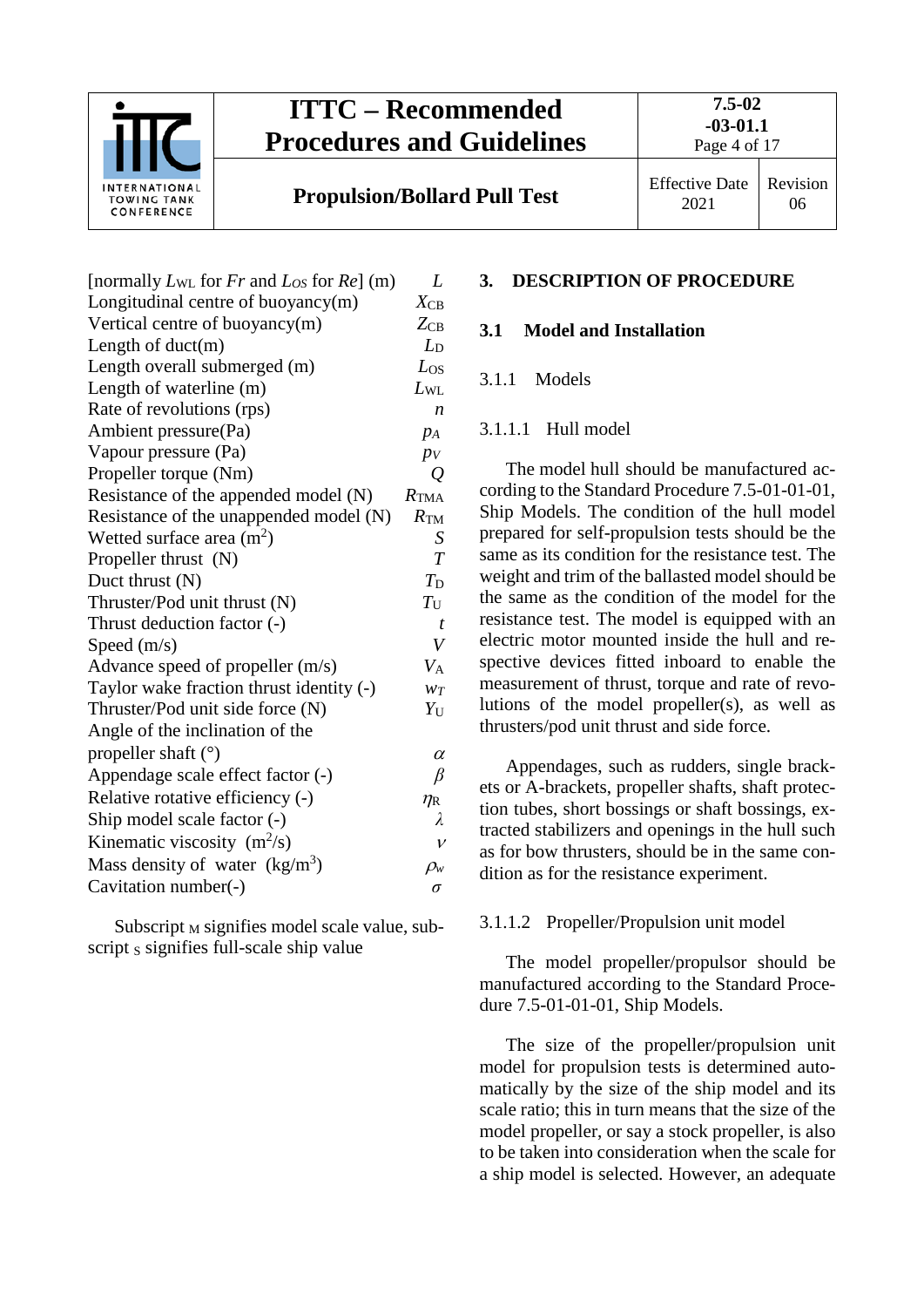[normally $L_{WL}$ for $Fr$ and $L_{OS}$ for $Re$] (m) $L$
Longitudinal centre of buoyancy(m) $X_{CB}$
Vertical centre of buoyancy(m) $Z_{CB}$
Length of duct(m) $L_D$
Length overall submerged (m) $L_{OS}$
Length of waterline (m) $L_{WL}$
Rate of revolutions (rps) $n$
Ambient pressure(Pa) $p_A$
Vapour pressure (Pa) $p_V$
Propeller torque (Nm) $Q$
Resistance of the appended model (N) $R_{TMA}$
Resistance of the unappended model (N) $R_{TM}$
Wetted surface area (m$^2$) $S$
Propeller thrust (N) $T$
Duct thrust (N) $T_D$
Thruster/Pod unit thrust (N) $T_U$
Thrust deduction factor (-) $t$
Speed (m/s) $V$
Advance speed of propeller (m/s) $V_A$
Taylor wake fraction thrust identity (-) $w_T$
Thruster/Pod unit side force (N) $Y_U$
Angle of the inclination of the propeller shaft (°) $\alpha$
Appendage scale effect factor (-) $\beta$
Relative rotative efficiency (-) $\eta_R$
Ship model scale factor (-) $\lambda$
Kinematic viscosity (m$^2$/s) $\nu$
Mass density of water (kg/m$^3$) $\rho_w$
Cavitation number(-) $\sigma$

Subscript $_M$ signifies model scale value, subscript $_S$ signifies full-scale ship value

## 3. DESCRIPTION OF PROCEDURE

### 3.1 Model and Installation

#### 3.1.1 Models

##### 3.1.1.1 Hull model

The model hull should be manufactured according to the Standard Procedure 7.5-01-01-01, Ship Models. The condition of the hull model prepared for self-propulsion tests should be the same as its condition for the resistance test. The weight and trim of the ballasted model should be the same as the condition of the model for the resistance test. The model is equipped with an electric motor mounted inside the hull and respective devices fitted inboard to enable the measurement of thrust, torque and rate of revolutions of the model propeller(s), as well as thrusters/pod unit thrust and side force.

Appendages, such as rudders, single brackets or A-brackets, propeller shafts, shaft protection tubes, short bossings or shaft bossings, extracted stabilizers and openings in the hull such as for bow thrusters, should be in the same condition as for the resistance experiment.

##### 3.1.1.2 Propeller/Propulsion unit model

The model propeller/propulsor should be manufactured according to the Standard Procedure 7.5-01-01-01, Ship Models.

The size of the propeller/propulsion unit model for propulsion tests is determined automatically by the size of the ship model and its scale ratio; this in turn means that the size of the model propeller, or say a stock propeller, is also to be taken into consideration when the scale for a ship model is selected. However, an adequate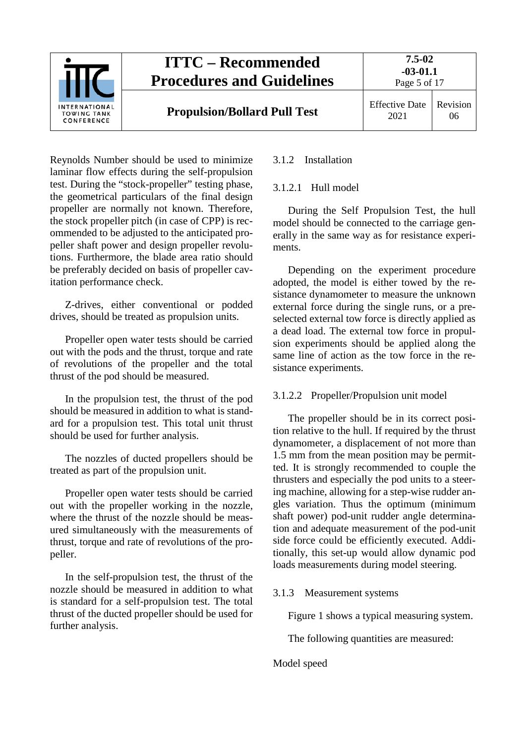Reynolds Number should be used to minimize laminar flow effects during the self-propulsion test. During the "stock-propeller" testing phase, the geometrical particulars of the final design propeller are normally not known. Therefore, the stock propeller pitch (in case of CPP) is recommended to be adjusted to the anticipated propeller shaft power and design propeller revolutions. Furthermore, the blade area ratio should be preferably decided on basis of propeller cavitation performance check.

Z-drives, either conventional or podded drives, should be treated as propulsion units.

Propeller open water tests should be carried out with the pods and the thrust, torque and rate of revolutions of the propeller and the total thrust of the pod should be measured.

In the propulsion test, the thrust of the pod should be measured in addition to what is standard for a propulsion test. This total unit thrust should be used for further analysis.

The nozzles of ducted propellers should be treated as part of the propulsion unit.

Propeller open water tests should be carried out with the propeller working in the nozzle, where the thrust of the nozzle should be measured simultaneously with the measurements of thrust, torque and rate of revolutions of the propeller.

In the self-propulsion test, the thrust of the nozzle should be measured in addition to what is standard for a self-propulsion test. The total thrust of the ducted propeller should be used for further analysis.

### 3.1.2 Installation

#### 3.1.2.1 Hull model

During the Self Propulsion Test, the hull model should be connected to the carriage generally in the same way as for resistance experiments.

Depending on the experiment procedure adopted, the model is either towed by the resistance dynamometer to measure the unknown external force during the single runs, or a preselected external tow force is directly applied as a dead load. The external tow force in propulsion experiments should be applied along the same line of action as the tow force in the resistance experiments.

#### 3.1.2.2 Propeller/Propulsion unit model

The propeller should be in its correct position relative to the hull. If required by the thrust dynamometer, a displacement of not more than 1.5 mm from the mean position may be permitted. It is strongly recommended to couple the thrusters and especially the pod units to a steering machine, allowing for a step-wise rudder angles variation. Thus the optimum (minimum shaft power) pod-unit rudder angle determination and adequate measurement of the pod-unit side force could be efficiently executed. Additionally, this set-up would allow dynamic pod loads measurements during model steering.

### 3.1.3 Measurement systems

Figure 1 shows a typical measuring system.

The following quantities are measured:

Model speed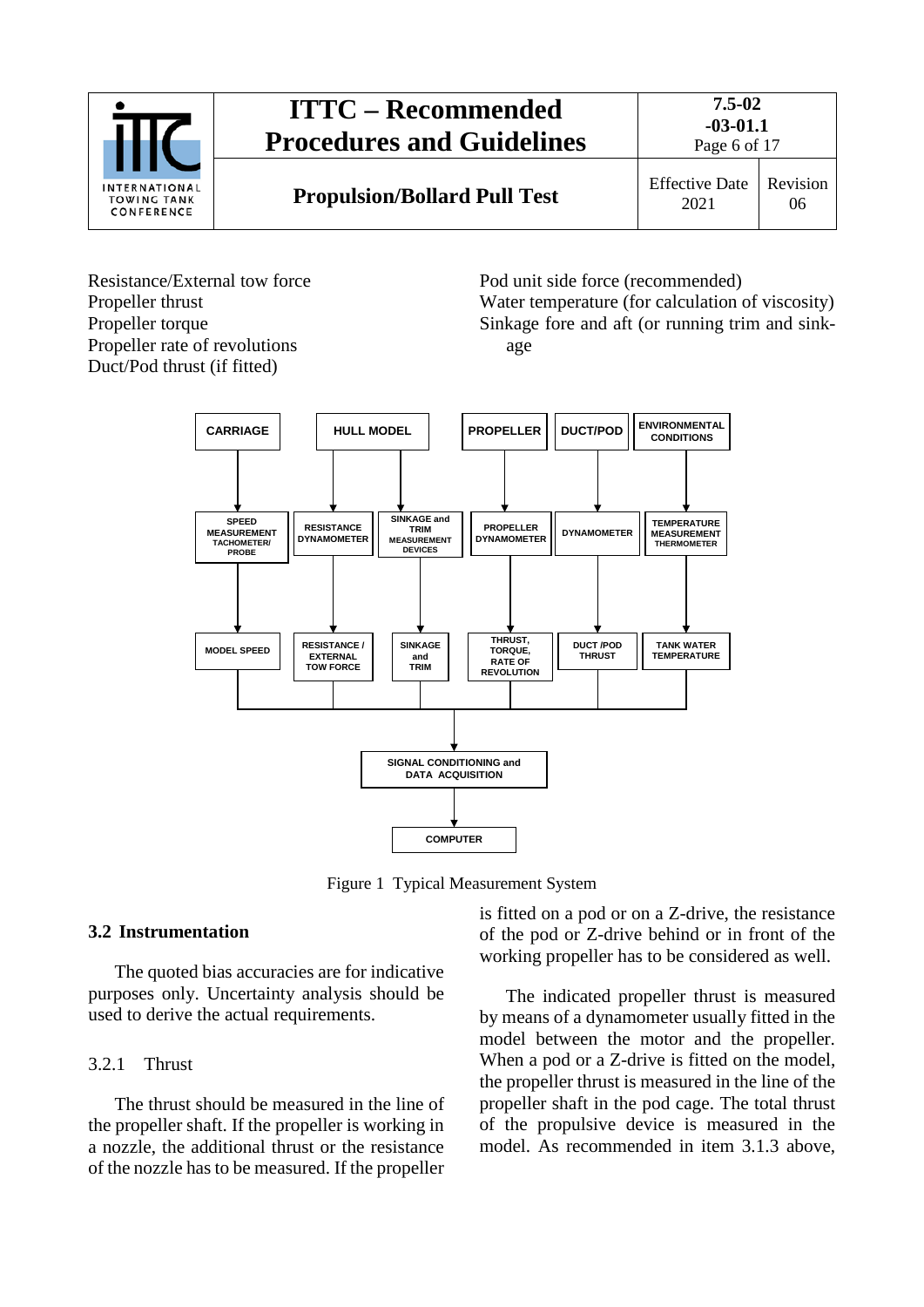Resistance/External tow force
Propeller thrust
Propeller torque
Propeller rate of revolutions
Duct/Pod thrust (if fitted)
Pod unit side force (recommended)
Water temperature (for calculation of viscosity)
Sinkage fore and aft (or running trim and sinkage

Figure 1 Typical Measurement System

### 3.2 Instrumentation

The quoted bias accuracies are for indicative purposes only. Uncertainty analysis should be used to derive the actual requirements.

#### 3.2.1 Thrust

The thrust should be measured in the line of the propeller shaft. If the propeller is working in a nozzle, the additional thrust or the resistance of the nozzle has to be measured. If the propeller is fitted on a pod or on a Z-drive, the resistance of the pod or Z-drive behind or in front of the working propeller has to be considered as well.

The indicated propeller thrust is measured by means of a dynamometer usually fitted in the model between the motor and the propeller. When a pod or a Z-drive is fitted on the model, the propeller thrust is measured in the line of the propeller shaft in the pod cage. The total thrust of the propulsive device is measured in the model. As recommended in item 3.1.3 above,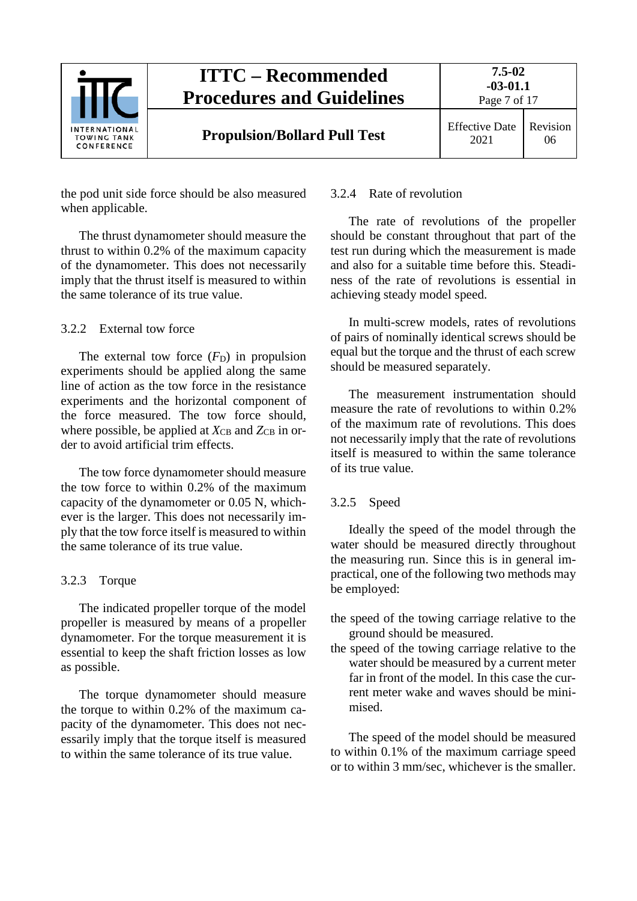the pod unit side force should be also measured when applicable.

The thrust dynamometer should measure the thrust to within 0.2% of the maximum capacity of the dynamometer. This does not necessarily imply that the thrust itself is measured to within the same tolerance of its true value.

### 3.2.2 External tow force

The external tow force ($F_D$) in propulsion experiments should be applied along the same line of action as the tow force in the resistance experiments and the horizontal component of the force measured. The tow force should, where possible, be applied at $X_{CB}$ and $Z_{CB}$ in order to avoid artificial trim effects.

The tow force dynamometer should measure the tow force to within 0.2% of the maximum capacity of the dynamometer or 0.05 N, whichever is the larger. This does not necessarily imply that the tow force itself is measured to within the same tolerance of its true value.

### 3.2.3 Torque

The indicated propeller torque of the model propeller is measured by means of a propeller dynamometer. For the torque measurement it is essential to keep the shaft friction losses as low as possible.

The torque dynamometer should measure the torque to within 0.2% of the maximum capacity of the dynamometer. This does not necessarily imply that the torque itself is measured to within the same tolerance of its true value.

### 3.2.4 Rate of revolution

The rate of revolutions of the propeller should be constant throughout that part of the test run during which the measurement is made and also for a suitable time before this. Steadiness of the rate of revolutions is essential in achieving steady model speed.

In multi-screw models, rates of revolutions of pairs of nominally identical screws should be equal but the torque and the thrust of each screw should be measured separately.

The measurement instrumentation should measure the rate of revolutions to within 0.2% of the maximum rate of revolutions. This does not necessarily imply that the rate of revolutions itself is measured to within the same tolerance of its true value.

### 3.2.5 Speed

Ideally the speed of the model through the water should be measured directly throughout the measuring run. Since this is in general impractical, one of the following two methods may be employed:

- the speed of the towing carriage relative to the ground should be measured.
- the speed of the towing carriage relative to the water should be measured by a current meter far in front of the model. In this case the current meter wake and waves should be minimised.

The speed of the model should be measured to within 0.1% of the maximum carriage speed or to within 3 mm/sec, whichever is the smaller.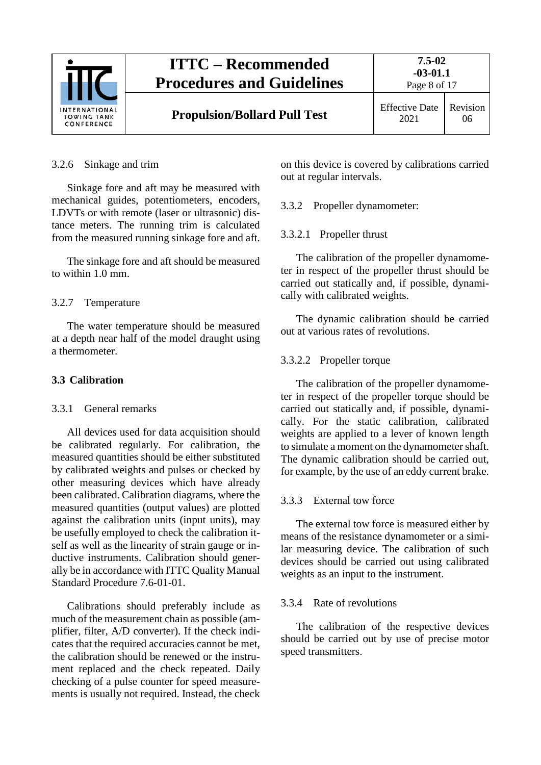### 3.2.6 Sinkage and trim

Sinkage fore and aft may be measured with mechanical guides, potentiometers, encoders, LDVTs or with remote (laser or ultrasonic) distance meters. The running trim is calculated from the measured running sinkage fore and aft.

The sinkage fore and aft should be measured to within 1.0 mm.

### 3.2.7 Temperature

The water temperature should be measured at a depth near half of the model draught using a thermometer.

## 3.3 Calibration

### 3.3.1 General remarks

All devices used for data acquisition should be calibrated regularly. For calibration, the measured quantities should be either substituted by calibrated weights and pulses or checked by other measuring devices which have already been calibrated. Calibration diagrams, where the measured quantities (output values) are plotted against the calibration units (input units), may be usefully employed to check the calibration itself as well as the linearity of strain gauge or inductive instruments. Calibration should generally be in accordance with ITTC Quality Manual Standard Procedure 7.6-01-01.

Calibrations should preferably include as much of the measurement chain as possible (amplifier, filter, A/D converter). If the check indicates that the required accuracies cannot be met, the calibration should be renewed or the instrument replaced and the check repeated. Daily checking of a pulse counter for speed measurements is usually not required. Instead, the check on this device is covered by calibrations carried out at regular intervals.

### 3.3.2 Propeller dynamometer:

#### 3.3.2.1 Propeller thrust

The calibration of the propeller dynamometer in respect of the propeller thrust should be carried out statically and, if possible, dynamically with calibrated weights.

The dynamic calibration should be carried out at various rates of revolutions.

#### 3.3.2.2 Propeller torque

The calibration of the propeller dynamometer in respect of the propeller torque should be carried out statically and, if possible, dynamically. For the static calibration, calibrated weights are applied to a lever of known length to simulate a moment on the dynamometer shaft. The dynamic calibration should be carried out, for example, by the use of an eddy current brake.

### 3.3.3 External tow force

The external tow force is measured either by means of the resistance dynamometer or a similar measuring device. The calibration of such devices should be carried out using calibrated weights as an input to the instrument.

### 3.3.4 Rate of revolutions

The calibration of the respective devices should be carried out by use of precise motor speed transmitters.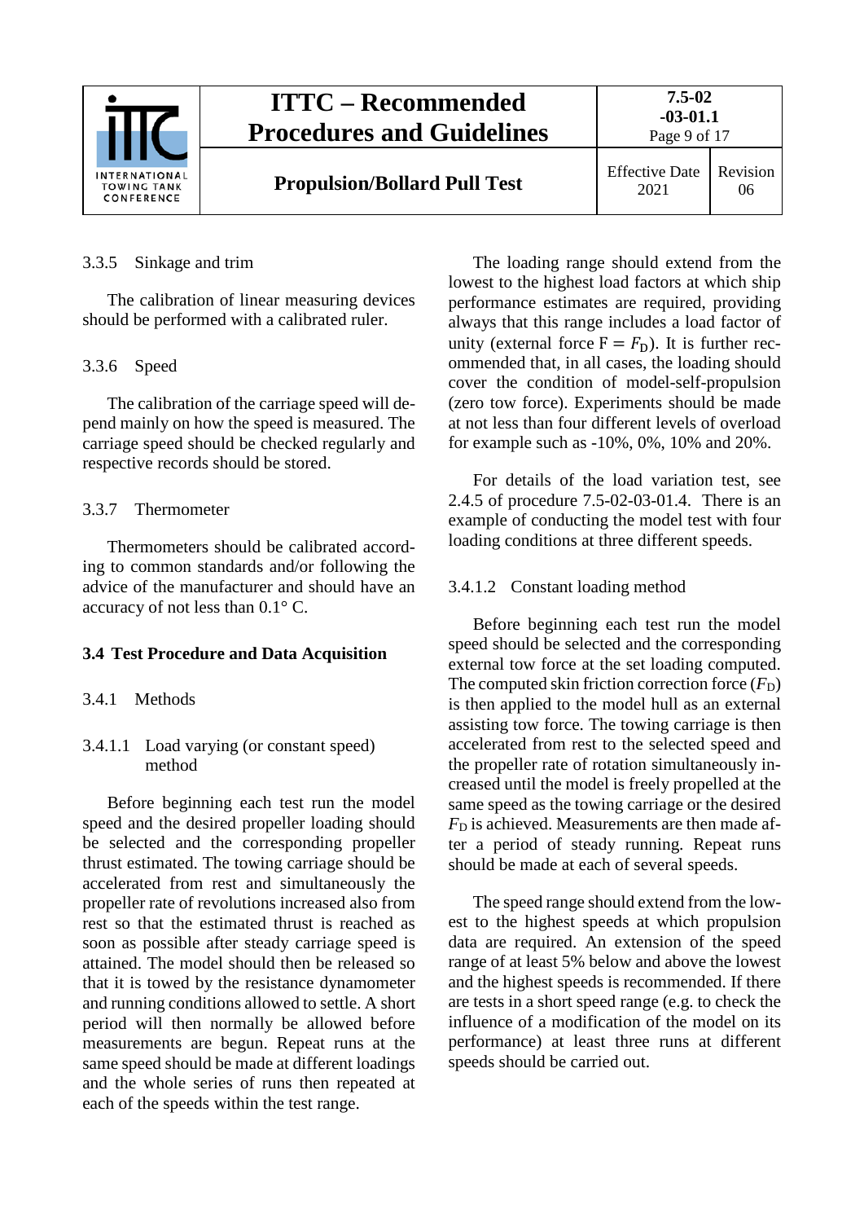### 3.3.5 Sinkage and trim

The calibration of linear measuring devices should be performed with a calibrated ruler.

### 3.3.6 Speed

The calibration of the carriage speed will depend mainly on how the speed is measured. The carriage speed should be checked regularly and respective records should be stored.

### 3.3.7 Thermometer

Thermometers should be calibrated according to common standards and/or following the advice of the manufacturer and should have an accuracy of not less than 0.1° C.

## 3.4 Test Procedure and Data Acquisition

### 3.4.1 Methods

#### 3.4.1.1 Load varying (or constant speed) method

Before beginning each test run the model speed and the desired propeller loading should be selected and the corresponding propeller thrust estimated. The towing carriage should be accelerated from rest and simultaneously the propeller rate of revolutions increased also from rest so that the estimated thrust is reached as soon as possible after steady carriage speed is attained. The model should then be released so that it is towed by the resistance dynamometer and running conditions allowed to settle. A short period will then normally be allowed before measurements are begun. Repeat runs at the same speed should be made at different loadings and the whole series of runs then repeated at each of the speeds within the test range.

The loading range should extend from the lowest to the highest load factors at which ship performance estimates are required, providing always that this range includes a load factor of unity (external force $\mathrm{F} = F_{\mathrm{D}}$). It is further recommended that, in all cases, the loading should cover the condition of model-self-propulsion (zero tow force). Experiments should be made at not less than four different levels of overload for example such as -10%, 0%, 10% and 20%.

For details of the load variation test, see 2.4.5 of procedure 7.5-02-03-01.4. There is an example of conducting the model test with four loading conditions at three different speeds.

#### 3.4.1.2 Constant loading method

Before beginning each test run the model speed should be selected and the corresponding external tow force at the set loading computed. The computed skin friction correction force ($F_{\mathrm{D}}$) is then applied to the model hull as an external assisting tow force. The towing carriage is then accelerated from rest to the selected speed and the propeller rate of rotation simultaneously increased until the model is freely propelled at the same speed as the towing carriage or the desired $F_{\mathrm{D}}$ is achieved. Measurements are then made after a period of steady running. Repeat runs should be made at each of several speeds.

The speed range should extend from the lowest to the highest speeds at which propulsion data are required. An extension of the speed range of at least 5% below and above the lowest and the highest speeds is recommended. If there are tests in a short speed range (e.g. to check the influence of a modification of the model on its performance) at least three runs at different speeds should be carried out.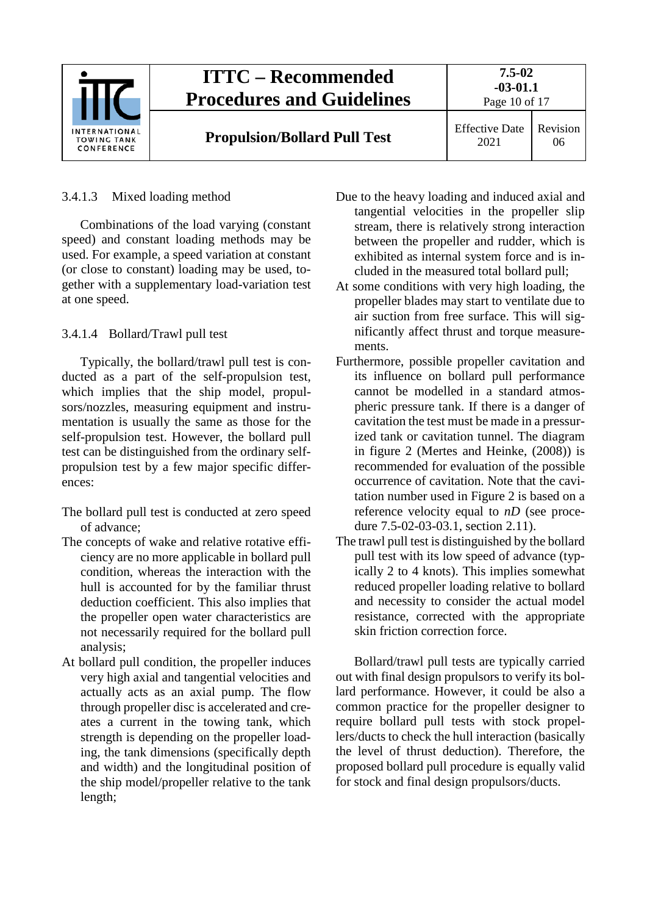#### 3.4.1.3 Mixed loading method

Combinations of the load varying (constant speed) and constant loading methods may be used. For example, a speed variation at constant (or close to constant) loading may be used, together with a supplementary load-variation test at one speed.

#### 3.4.1.4 Bollard/Trawl pull test

Typically, the bollard/trawl pull test is conducted as a part of the self-propulsion test, which implies that the ship model, propulsors/nozzles, measuring equipment and instrumentation is usually the same as those for the self-propulsion test. However, the bollard pull test can be distinguished from the ordinary self-propulsion test by a few major specific differences:

- The bollard pull test is conducted at zero speed of advance;
- The concepts of wake and relative rotative efficiency are no more applicable in bollard pull condition, whereas the interaction with the hull is accounted for by the familiar thrust deduction coefficient. This also implies that the propeller open water characteristics are not necessarily required for the bollard pull analysis;
- At bollard pull condition, the propeller induces very high axial and tangential velocities and actually acts as an axial pump. The flow through propeller disc is accelerated and creates a current in the towing tank, which strength is depending on the propeller loading, the tank dimensions (specifically depth and width) and the longitudinal position of the ship model/propeller relative to the tank length;
- Due to the heavy loading and induced axial and tangential velocities in the propeller slip stream, there is relatively strong interaction between the propeller and rudder, which is exhibited as internal system force and is included in the measured total bollard pull;
- At some conditions with very high loading, the propeller blades may start to ventilate due to air suction from free surface. This will significantly affect thrust and torque measurements.
- Furthermore, possible propeller cavitation and its influence on bollard pull performance cannot be modelled in a standard atmospheric pressure tank. If there is a danger of cavitation the test must be made in a pressurized tank or cavitation tunnel. The diagram in figure 2 (Mertes and Heinke, (2008)) is recommended for evaluation of the possible occurrence of cavitation. Note that the cavitation number used in Figure 2 is based on a reference velocity equal to $nD$ (see procedure 7.5-02-03-03.1, section 2.11).
- The trawl pull test is distinguished by the bollard pull test with its low speed of advance (typically 2 to 4 knots). This implies somewhat reduced propeller loading relative to bollard and necessity to consider the actual model resistance, corrected with the appropriate skin friction correction force.

Bollard/trawl pull tests are typically carried out with final design propulsors to verify its bollard performance. However, it could be also a common practice for the propeller designer to require bollard pull tests with stock propellers/ducts to check the hull interaction (basically the level of thrust deduction). Therefore, the proposed bollard pull procedure is equally valid for stock and final design propulsors/ducts.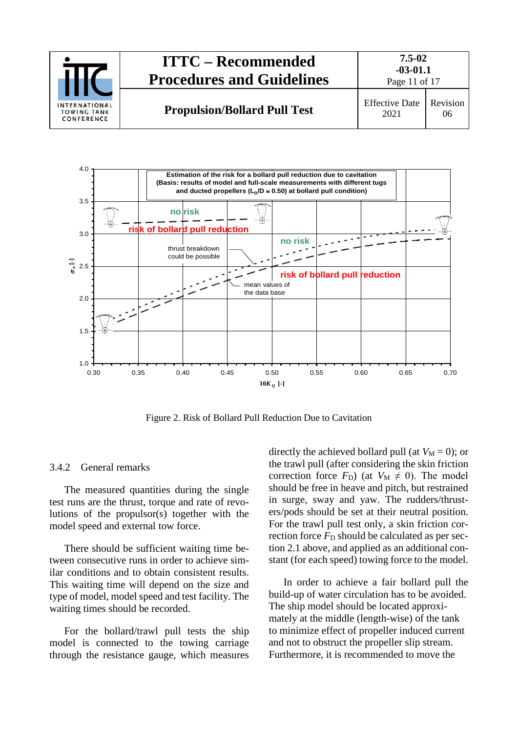Figure 2. Risk of Bollard Pull Reduction Due to Cavitation

3.4.2 General remarks

The measured quantities during the single test runs are the thrust, torque and rate of revolutions of the propulsor(s) together with the model speed and external tow force.

There should be sufficient waiting time between consecutive runs in order to achieve similar conditions and to obtain consistent results. This waiting time will depend on the size and type of model, model speed and test facility. The waiting times should be recorded.

For the bollard/trawl pull tests the ship model is connected to the towing carriage through the resistance gauge, which measures directly the achieved bollard pull (at $V_M = 0$); or the trawl pull (after considering the skin friction correction force $F_D$) (at $V_M \neq 0$). The model should be free in heave and pitch, but restrained in surge, sway and yaw. The rudders/thrusters/pods should be set at their neutral position. For the trawl pull test only, a skin friction correction force $F_D$ should be calculated as per section 2.1 above, and applied as an additional constant (for each speed) towing force to the model.

In order to achieve a fair bollard pull the build-up of water circulation has to be avoided. The ship model should be located approximately at the middle (length-wise) of the tank to minimize effect of propeller induced current and not to obstruct the propeller slip stream. Furthermore, it is recommended to move the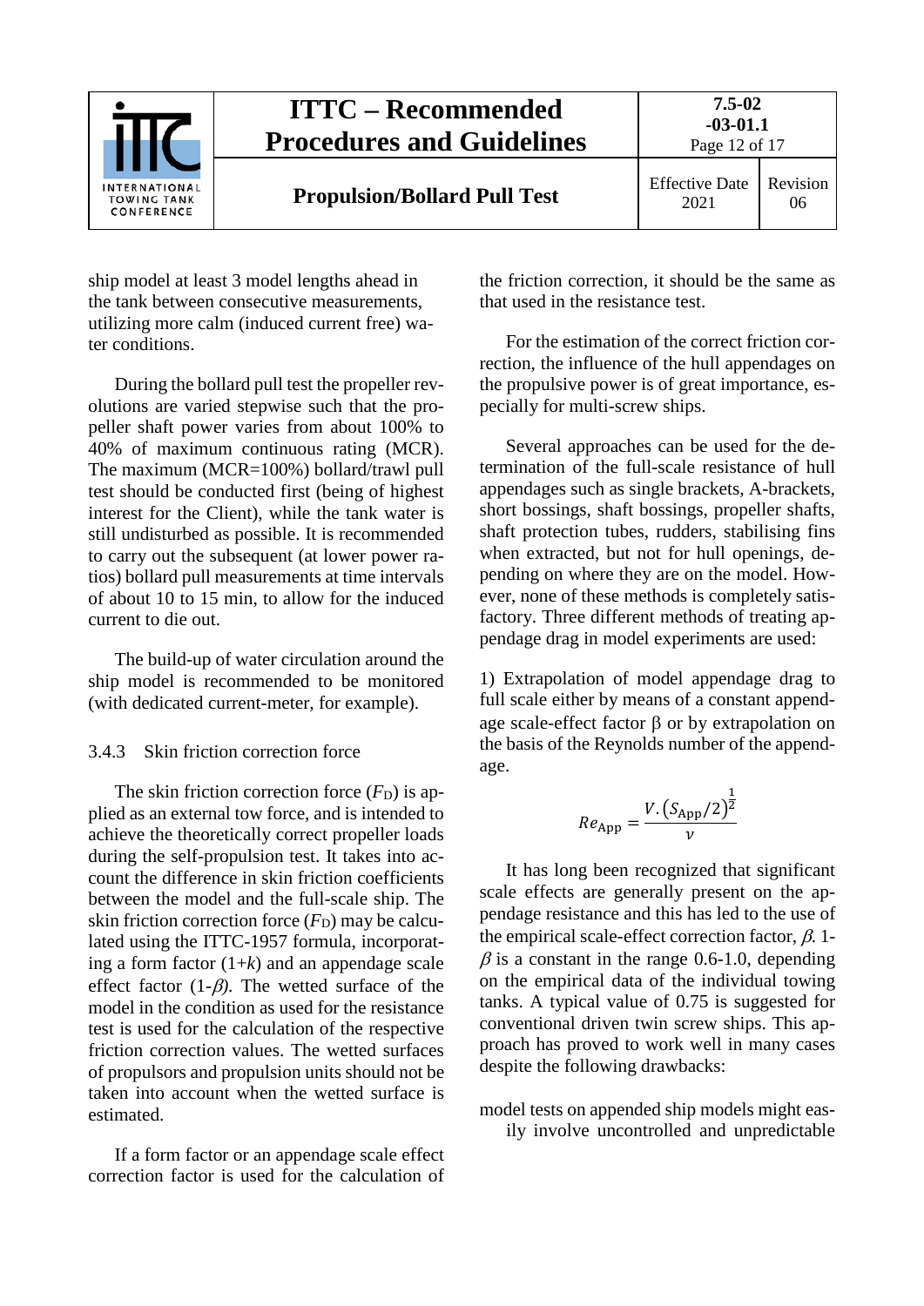ship model at least 3 model lengths ahead in the tank between consecutive measurements, utilizing more calm (induced current free) water conditions.

During the bollard pull test the propeller revolutions are varied stepwise such that the propeller shaft power varies from about 100% to 40% of maximum continuous rating (MCR). The maximum (MCR=100%) bollard/trawl pull test should be conducted first (being of highest interest for the Client), while the tank water is still undisturbed as possible. It is recommended to carry out the subsequent (at lower power ratios) bollard pull measurements at time intervals of about 10 to 15 min, to allow for the induced current to die out.

The build-up of water circulation around the ship model is recommended to be monitored (with dedicated current-meter, for example).

### 3.4.3 Skin friction correction force

The skin friction correction force ($F_D$) is applied as an external tow force, and is intended to achieve the theoretically correct propeller loads during the self-propulsion test. It takes into account the difference in skin friction coefficients between the model and the full-scale ship. The skin friction correction force ($F_D$) may be calculated using the ITTC-1957 formula, incorporating a form factor $(1+k)$ and an appendage scale effect factor $(1-\beta)$. The wetted surface of the model in the condition as used for the resistance test is used for the calculation of the respective friction correction values. The wetted surfaces of propulsors and propulsion units should not be taken into account when the wetted surface is estimated.

If a form factor or an appendage scale effect correction factor is used for the calculation of the friction correction, it should be the same as that used in the resistance test.

For the estimation of the correct friction correction, the influence of the hull appendages on the propulsive power is of great importance, especially for multi-screw ships.

Several approaches can be used for the determination of the full-scale resistance of hull appendages such as single brackets, A-brackets, short bossings, shaft bossings, propeller shafts, shaft protection tubes, rudders, stabilising fins when extracted, but not for hull openings, depending on where they are on the model. However, none of these methods is completely satisfactory. Three different methods of treating appendage drag in model experiments are used:

1) Extrapolation of model appendage drag to full scale either by means of a constant appendage scale-effect factor $\beta$ or by extrapolation on the basis of the Reynolds number of the appendage.

$$Re_{\text{App}} = \frac{V.\left(S_{\text{App}}/2\right)^{\frac{1}{2}}}{\nu}$$

It has long been recognized that significant scale effects are generally present on the appendage resistance and this has led to the use of the empirical scale-effect correction factor, $\beta$. $1-\beta$ is a constant in the range 0.6-1.0, depending on the empirical data of the individual towing tanks. A typical value of 0.75 is suggested for conventional driven twin screw ships. This approach has proved to work well in many cases despite the following drawbacks:

model tests on appended ship models might easily involve uncontrolled and unpredictable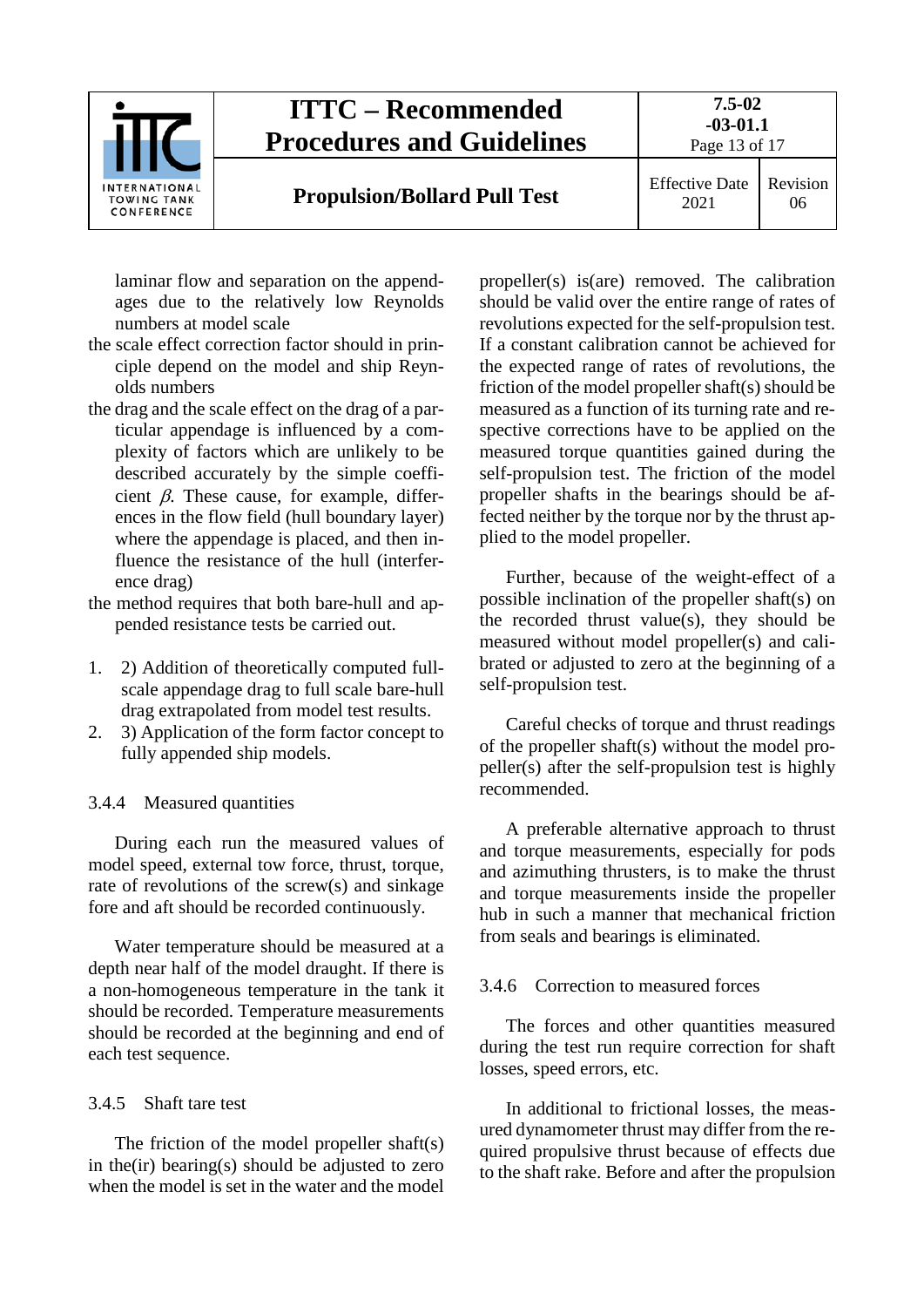laminar flow and separation on the appendages due to the relatively low Reynolds numbers at model scale

the scale effect correction factor should in principle depend on the model and ship Reynolds numbers

the drag and the scale effect on the drag of a particular appendage is influenced by a complexity of factors which are unlikely to be described accurately by the simple coefficient $\beta$. These cause, for example, differences in the flow field (hull boundary layer) where the appendage is placed, and then influence the resistance of the hull (interference drag)

the method requires that both bare-hull and appended resistance tests be carried out.

1. 2) Addition of theoretically computed full-scale appendage drag to full scale bare-hull drag extrapolated from model test results.
2. 3) Application of the form factor concept to fully appended ship models.

### 3.4.4 Measured quantities

During each run the measured values of model speed, external tow force, thrust, torque, rate of revolutions of the screw(s) and sinkage fore and aft should be recorded continuously.

Water temperature should be measured at a depth near half of the model draught. If there is a non-homogeneous temperature in the tank it should be recorded. Temperature measurements should be recorded at the beginning and end of each test sequence.

### 3.4.5 Shaft tare test

The friction of the model propeller shaft(s) in the(ir) bearing(s) should be adjusted to zero when the model is set in the water and the model propeller(s) is(are) removed. The calibration should be valid over the entire range of rates of revolutions expected for the self-propulsion test. If a constant calibration cannot be achieved for the expected range of rates of revolutions, the friction of the model propeller shaft(s) should be measured as a function of its turning rate and respective corrections have to be applied on the measured torque quantities gained during the self-propulsion test. The friction of the model propeller shafts in the bearings should be affected neither by the torque nor by the thrust applied to the model propeller.

Further, because of the weight-effect of a possible inclination of the propeller shaft(s) on the recorded thrust value(s), they should be measured without model propeller(s) and calibrated or adjusted to zero at the beginning of a self-propulsion test.

Careful checks of torque and thrust readings of the propeller shaft(s) without the model propeller(s) after the self-propulsion test is highly recommended.

A preferable alternative approach to thrust and torque measurements, especially for pods and azimuthing thrusters, is to make the thrust and torque measurements inside the propeller hub in such a manner that mechanical friction from seals and bearings is eliminated.

### 3.4.6 Correction to measured forces

The forces and other quantities measured during the test run require correction for shaft losses, speed errors, etc.

In additional to frictional losses, the measured dynamometer thrust may differ from the required propulsive thrust because of effects due to the shaft rake. Before and after the propulsion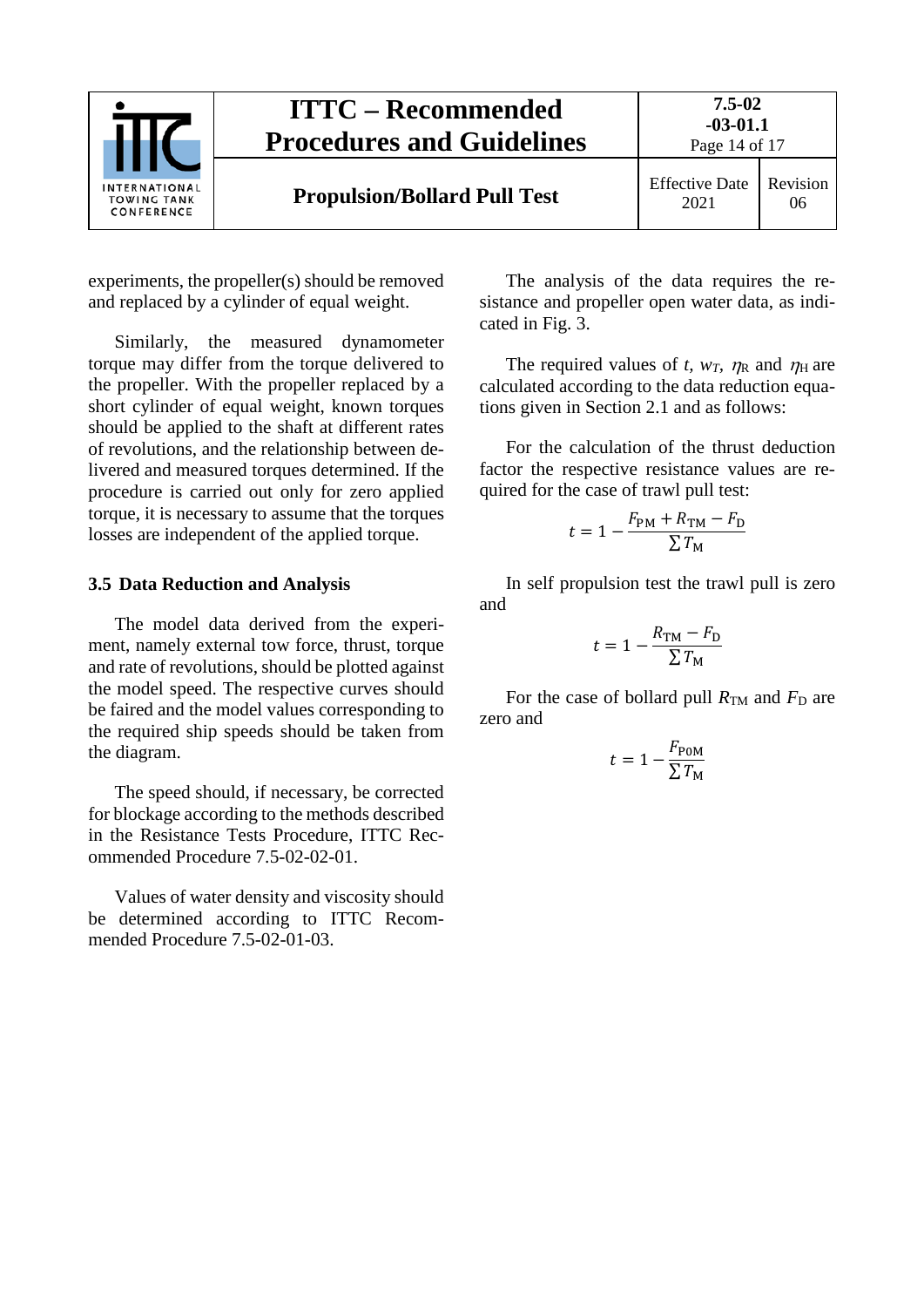experiments, the propeller(s) should be removed and replaced by a cylinder of equal weight.

Similarly, the measured dynamometer torque may differ from the torque delivered to the propeller. With the propeller replaced by a short cylinder of equal weight, known torques should be applied to the shaft at different rates of revolutions, and the relationship between delivered and measured torques determined. If the procedure is carried out only for zero applied torque, it is necessary to assume that the torques losses are independent of the applied torque.

### 3.5 Data Reduction and Analysis

The model data derived from the experiment, namely external tow force, thrust, torque and rate of revolutions, should be plotted against the model speed. The respective curves should be faired and the model values corresponding to the required ship speeds should be taken from the diagram.

The speed should, if necessary, be corrected for blockage according to the methods described in the Resistance Tests Procedure, ITTC Recommended Procedure 7.5-02-02-01.

Values of water density and viscosity should be determined according to ITTC Recommended Procedure 7.5-02-01-03.

The analysis of the data requires the resistance and propeller open water data, as indicated in Fig. 3.

The required values of $t$, $w_T$, $\eta_R$ and $\eta_H$ are calculated according to the data reduction equations given in Section 2.1 and as follows:

For the calculation of the thrust deduction factor the respective resistance values are required for the case of trawl pull test:

$$t = 1 - \frac{F_{\mathrm{PM}} + R_{\mathrm{TM}} - F_{\mathrm{D}}}{\sum T_{\mathrm{M}}}$$

In self propulsion test the trawl pull is zero and

$$t = 1 - \frac{R_{\mathrm{TM}} - F_{\mathrm{D}}}{\sum T_{\mathrm{M}}}$$

For the case of bollard pull $R_{\mathrm{TM}}$ and $F_{\mathrm{D}}$ are zero and

$$t = 1 - \frac{F_{\mathrm{P0M}}}{\sum T_{\mathrm{M}}}$$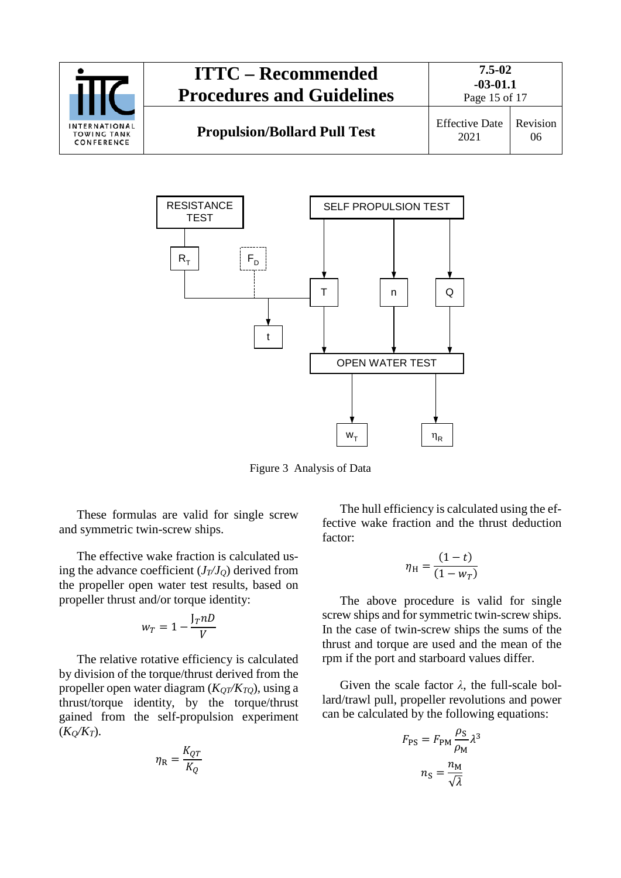Figure 3 Analysis of Data

These formulas are valid for single screw and symmetric twin-screw ships.

The effective wake fraction is calculated using the advance coefficient ($J_T/J_Q$) derived from the propeller open water test results, based on propeller thrust and/or torque identity:

$$w_T = 1 - \frac{J_T nD}{V}$$

The relative rotative efficiency is calculated by division of the torque/thrust derived from the propeller open water diagram ($K_{QT}/K_{TQ}$), using a thrust/torque identity, by the torque/thrust gained from the self-propulsion experiment ($K_Q/K_T$).

$$\eta_R = \frac{K_{QT}}{K_Q}$$

The hull efficiency is calculated using the effective wake fraction and the thrust deduction factor:

$$\eta_H = \frac{(1-t)}{(1-w_T)}$$

The above procedure is valid for single screw ships and for symmetric twin-screw ships. In the case of twin-screw ships the sums of the thrust and torque are used and the mean of the rpm if the port and starboard values differ.

Given the scale factor $\lambda$, the full-scale bollard/trawl pull, propeller revolutions and power can be calculated by the following equations:

$$F_{PS} = F_{PM} \frac{\rho_S}{\rho_M} \lambda^3$$

$$n_S = \frac{n_M}{\sqrt{\lambda}}$$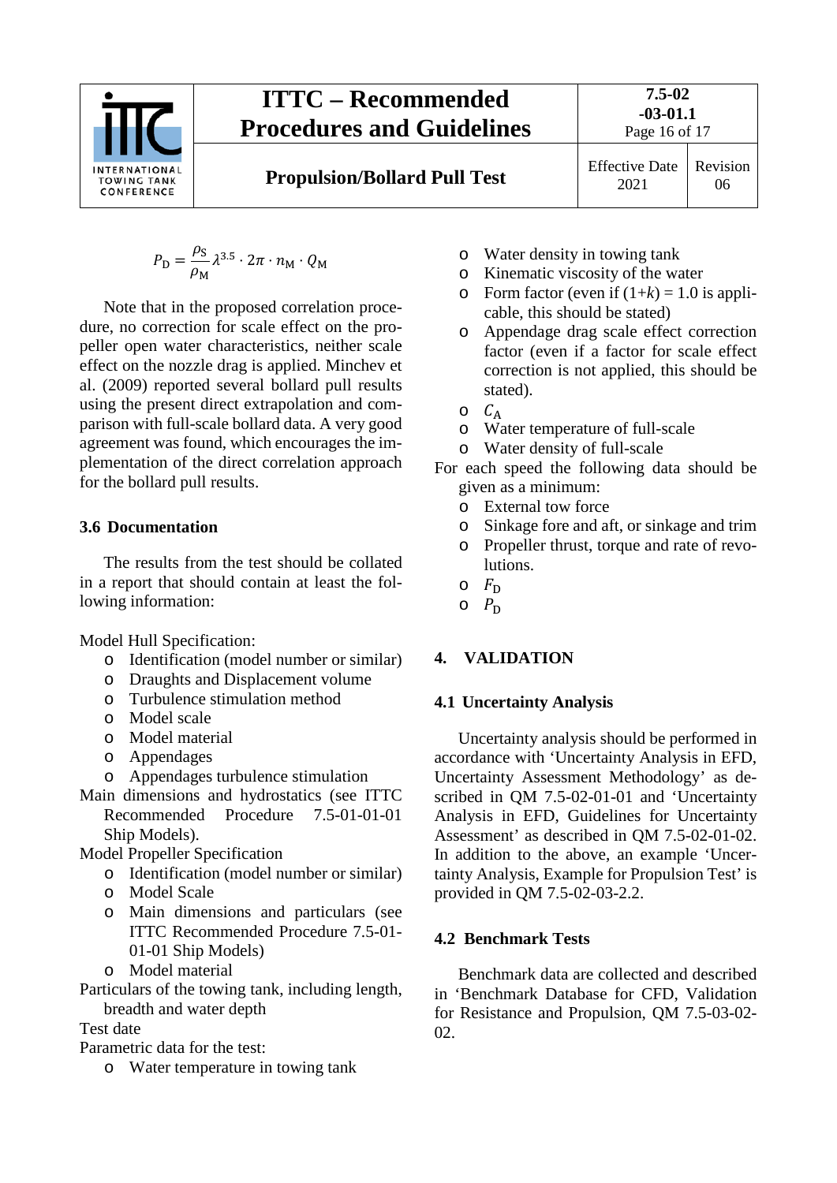$$P_D = \frac{\rho_S}{\rho_M} \lambda^{3.5} \cdot 2\pi \cdot n_M \cdot Q_M$$

Note that in the proposed correlation procedure, no correction for scale effect on the propeller open water characteristics, neither scale effect on the nozzle drag is applied. Minchev et al. (2009) reported several bollard pull results using the present direct extrapolation and comparison with full-scale bollard data. A very good agreement was found, which encourages the implementation of the direct correlation approach for the bollard pull results.

### 3.6 Documentation

The results from the test should be collated in a report that should contain at least the following information:

Model Hull Specification:

- Identification (model number or similar)
- Draughts and Displacement volume
- Turbulence stimulation method
- Model scale
- Model material
- Appendages
- Appendages turbulence stimulation

Main dimensions and hydrostatics (see ITTC Recommended Procedure 7.5-01-01-01 Ship Models).

Model Propeller Specification

- Identification (model number or similar)
- Model Scale
- Main dimensions and particulars (see ITTC Recommended Procedure 7.5-01-01-01 Ship Models)
- Model material

Particulars of the towing tank, including length, breadth and water depth

Test date

Parametric data for the test:

- Water temperature in towing tank
- Water density in towing tank
- Kinematic viscosity of the water
- Form factor (even if $(1+k) = 1.0$ is applicable, this should be stated)
- Appendage drag scale effect correction factor (even if a factor for scale effect correction is not applied, this should be stated).
- $C_A$
- Water temperature of full-scale
- Water density of full-scale

For each speed the following data should be given as a minimum:

- External tow force
- Sinkage fore and aft, or sinkage and trim
- Propeller thrust, torque and rate of revolutions.
- $F_D$
- $P_D$

## 4. VALIDATION

### 4.1 Uncertainty Analysis

Uncertainty analysis should be performed in accordance with 'Uncertainty Analysis in EFD, Uncertainty Assessment Methodology' as described in QM 7.5-02-01-01 and 'Uncertainty Analysis in EFD, Guidelines for Uncertainty Assessment' as described in QM 7.5-02-01-02. In addition to the above, an example 'Uncertainty Analysis, Example for Propulsion Test' is provided in QM 7.5-02-03-2.2.

### 4.2 Benchmark Tests

Benchmark data are collected and described in 'Benchmark Database for CFD, Validation for Resistance and Propulsion, QM 7.5-03-02-02.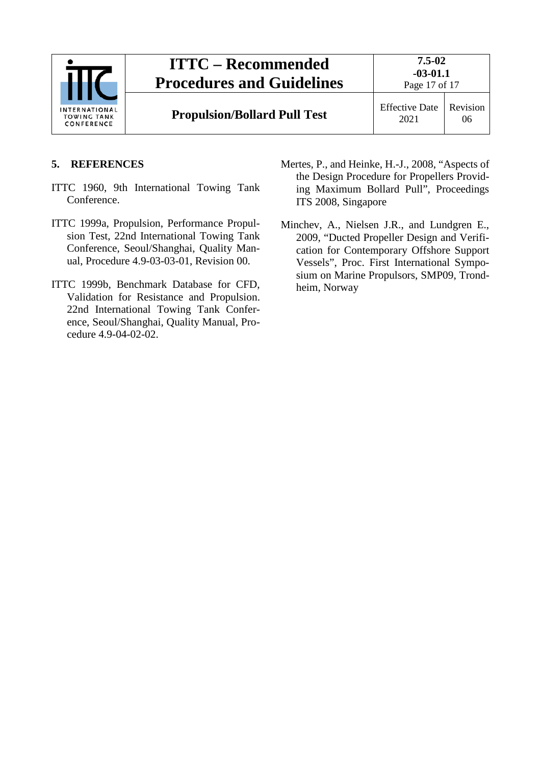## 5. REFERENCES

ITTC 1960, 9th International Towing Tank Conference.

ITTC 1999a, Propulsion, Performance Propulsion Test, 22nd International Towing Tank Conference, Seoul/Shanghai, Quality Manual, Procedure 4.9-03-03-01, Revision 00.

ITTC 1999b, Benchmark Database for CFD, Validation for Resistance and Propulsion. 22nd International Towing Tank Conference, Seoul/Shanghai, Quality Manual, Procedure 4.9-04-02-02.

Mertes, P., and Heinke, H.-J., 2008, "Aspects of the Design Procedure for Propellers Providing Maximum Bollard Pull", Proceedings ITS 2008, Singapore

Minchev, A., Nielsen J.R., and Lundgren E., 2009, "Ducted Propeller Design and Verification for Contemporary Offshore Support Vessels", Proc. First International Symposium on Marine Propulsors, SMP09, Trondheim, Norway